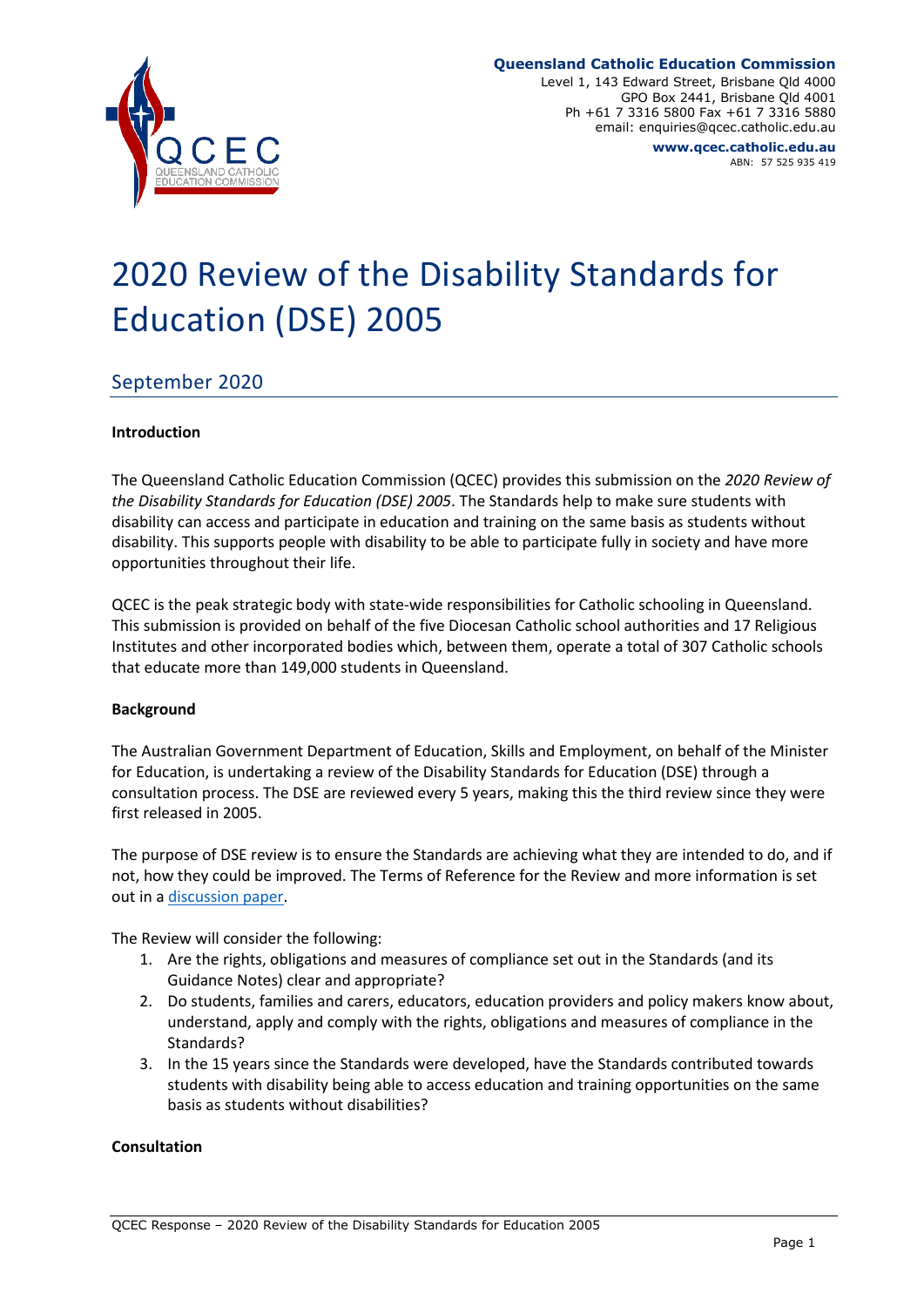**Queensland Catholic Education Commission**
Level 1, 143 Edward Street, Brisbane Qld 4000
GPO Box 2441, Brisbane Qld 4001
Ph +61 7 3316 5800 Fax +61 7 3316 5880
email: enquiries@qcec.catholic.edu.au
**www.qcec.catholic.edu.au**
ABN: 57 525 935 419

# 2020 Review of the Disability Standards for Education (DSE) 2005

## September 2020

**Introduction**

The Queensland Catholic Education Commission (QCEC) provides this submission on the *2020 Review of the Disability Standards for Education (DSE) 2005*. The Standards help to make sure students with disability can access and participate in education and training on the same basis as students without disability. This supports people with disability to be able to participate fully in society and have more opportunities throughout their life.

QCEC is the peak strategic body with state-wide responsibilities for Catholic schooling in Queensland. This submission is provided on behalf of the five Diocesan Catholic school authorities and 17 Religious Institutes and other incorporated bodies which, between them, operate a total of 307 Catholic schools that educate more than 149,000 students in Queensland.

**Background**

The Australian Government Department of Education, Skills and Employment, on behalf of the Minister for Education, is undertaking a review of the Disability Standards for Education (DSE) through a consultation process. The DSE are reviewed every 5 years, making this the third review since they were first released in 2005.

The purpose of DSE review is to ensure the Standards are achieving what they are intended to do, and if not, how they could be improved. The Terms of Reference for the Review and more information is set out in a discussion paper.

The Review will consider the following:

1. Are the rights, obligations and measures of compliance set out in the Standards (and its Guidance Notes) clear and appropriate?
2. Do students, families and carers, educators, education providers and policy makers know about, understand, apply and comply with the rights, obligations and measures of compliance in the Standards?
3. In the 15 years since the Standards were developed, have the Standards contributed towards students with disability being able to access education and training opportunities on the same basis as students without disabilities?

**Consultation**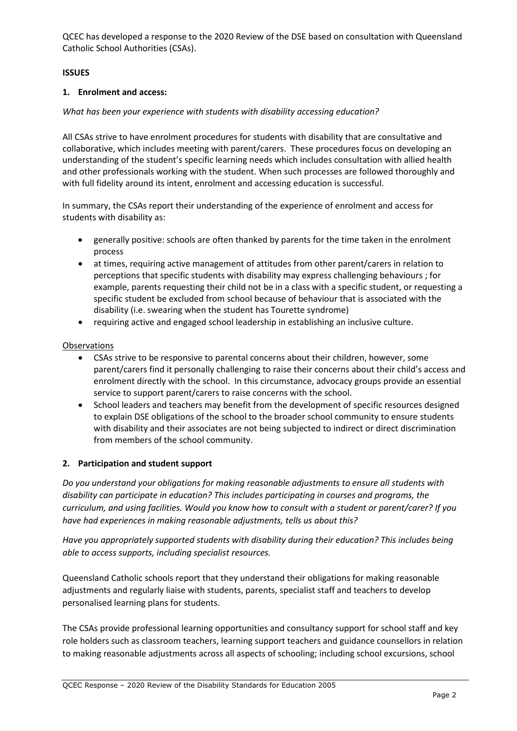QCEC has developed a response to the 2020 Review of the DSE based on consultation with Queensland Catholic School Authorities (CSAs).

**ISSUES**

**1. Enrolment and access:**

*What has been your experience with students with disability accessing education?*

All CSAs strive to have enrolment procedures for students with disability that are consultative and collaborative, which includes meeting with parent/carers. These procedures focus on developing an understanding of the student's specific learning needs which includes consultation with allied health and other professionals working with the student. When such processes are followed thoroughly and with full fidelity around its intent, enrolment and accessing education is successful.

In summary, the CSAs report their understanding of the experience of enrolment and access for students with disability as:

- generally positive: schools are often thanked by parents for the time taken in the enrolment process
- at times, requiring active management of attitudes from other parent/carers in relation to perceptions that specific students with disability may express challenging behaviours ; for example, parents requesting their child not be in a class with a specific student, or requesting a specific student be excluded from school because of behaviour that is associated with the disability (i.e. swearing when the student has Tourette syndrome)
- requiring active and engaged school leadership in establishing an inclusive culture.

Observations

- CSAs strive to be responsive to parental concerns about their children, however, some parent/carers find it personally challenging to raise their concerns about their child's access and enrolment directly with the school. In this circumstance, advocacy groups provide an essential service to support parent/carers to raise concerns with the school.
- School leaders and teachers may benefit from the development of specific resources designed to explain DSE obligations of the school to the broader school community to ensure students with disability and their associates are not being subjected to indirect or direct discrimination from members of the school community.

**2. Participation and student support**

*Do you understand your obligations for making reasonable adjustments to ensure all students with disability can participate in education? This includes participating in courses and programs, the curriculum, and using facilities. Would you know how to consult with a student or parent/carer? If you have had experiences in making reasonable adjustments, tells us about this?*

*Have you appropriately supported students with disability during their education? This includes being able to access supports, including specialist resources.*

Queensland Catholic schools report that they understand their obligations for making reasonable adjustments and regularly liaise with students, parents, specialist staff and teachers to develop personalised learning plans for students.

The CSAs provide professional learning opportunities and consultancy support for school staff and key role holders such as classroom teachers, learning support teachers and guidance counsellors in relation to making reasonable adjustments across all aspects of schooling; including school excursions, school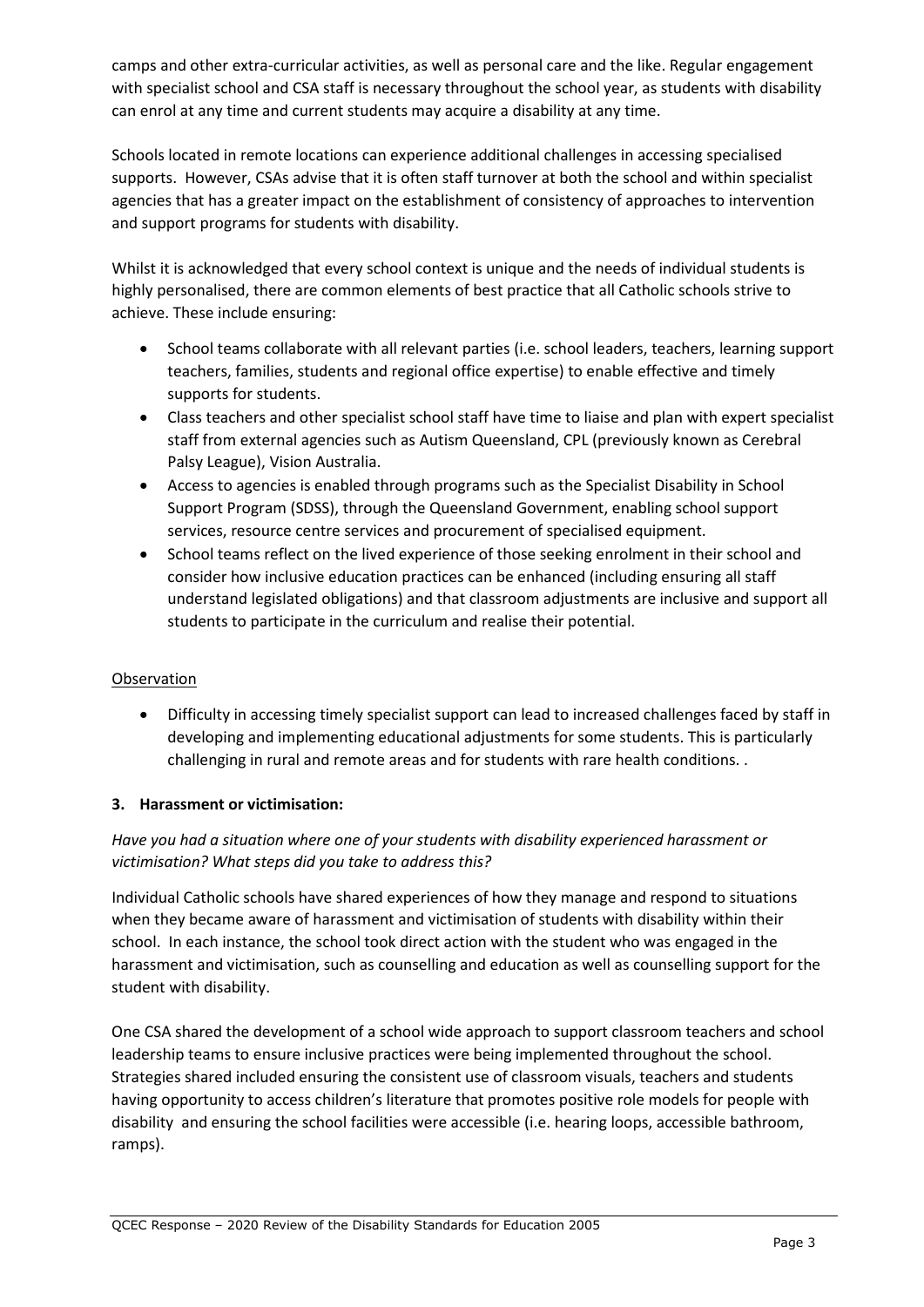camps and other extra-curricular activities, as well as personal care and the like. Regular engagement with specialist school and CSA staff is necessary throughout the school year, as students with disability can enrol at any time and current students may acquire a disability at any time.

Schools located in remote locations can experience additional challenges in accessing specialised supports. However, CSAs advise that it is often staff turnover at both the school and within specialist agencies that has a greater impact on the establishment of consistency of approaches to intervention and support programs for students with disability.

Whilst it is acknowledged that every school context is unique and the needs of individual students is highly personalised, there are common elements of best practice that all Catholic schools strive to achieve. These include ensuring:

- School teams collaborate with all relevant parties (i.e. school leaders, teachers, learning support teachers, families, students and regional office expertise) to enable effective and timely supports for students.
- Class teachers and other specialist school staff have time to liaise and plan with expert specialist staff from external agencies such as Autism Queensland, CPL (previously known as Cerebral Palsy League), Vision Australia.
- Access to agencies is enabled through programs such as the Specialist Disability in School Support Program (SDSS), through the Queensland Government, enabling school support services, resource centre services and procurement of specialised equipment.
- School teams reflect on the lived experience of those seeking enrolment in their school and consider how inclusive education practices can be enhanced (including ensuring all staff understand legislated obligations) and that classroom adjustments are inclusive and support all students to participate in the curriculum and realise their potential.

Observation

- Difficulty in accessing timely specialist support can lead to increased challenges faced by staff in developing and implementing educational adjustments for some students. This is particularly challenging in rural and remote areas and for students with rare health conditions. .

### 3. Harassment or victimisation:

*Have you had a situation where one of your students with disability experienced harassment or victimisation? What steps did you take to address this?*

Individual Catholic schools have shared experiences of how they manage and respond to situations when they became aware of harassment and victimisation of students with disability within their school. In each instance, the school took direct action with the student who was engaged in the harassment and victimisation, such as counselling and education as well as counselling support for the student with disability.

One CSA shared the development of a school wide approach to support classroom teachers and school leadership teams to ensure inclusive practices were being implemented throughout the school. Strategies shared included ensuring the consistent use of classroom visuals, teachers and students having opportunity to access children's literature that promotes positive role models for people with disability and ensuring the school facilities were accessible (i.e. hearing loops, accessible bathroom, ramps).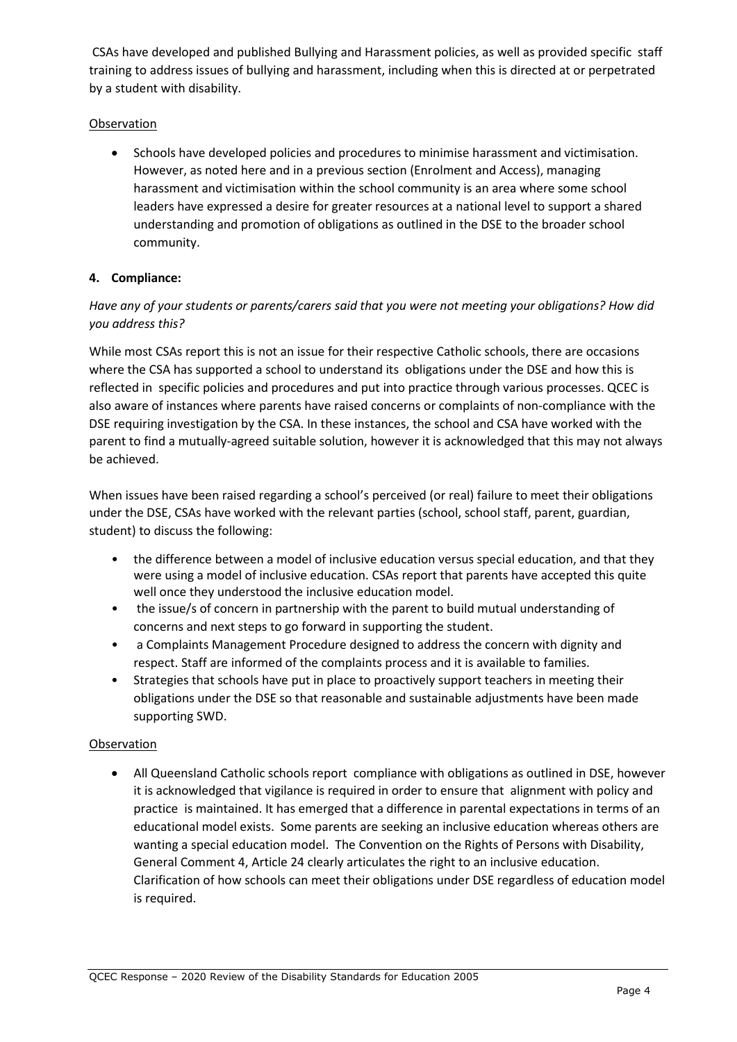CSAs have developed and published Bullying and Harassment policies, as well as provided specific staff training to address issues of bullying and harassment, including when this is directed at or perpetrated by a student with disability.

Observation

- Schools have developed policies and procedures to minimise harassment and victimisation. However, as noted here and in a previous section (Enrolment and Access), managing harassment and victimisation within the school community is an area where some school leaders have expressed a desire for greater resources at a national level to support a shared understanding and promotion of obligations as outlined in the DSE to the broader school community.

**4. Compliance:**

*Have any of your students or parents/carers said that you were not meeting your obligations? How did you address this?*

While most CSAs report this is not an issue for their respective Catholic schools, there are occasions where the CSA has supported a school to understand its obligations under the DSE and how this is reflected in specific policies and procedures and put into practice through various processes. QCEC is also aware of instances where parents have raised concerns or complaints of non-compliance with the DSE requiring investigation by the CSA. In these instances, the school and CSA have worked with the parent to find a mutually-agreed suitable solution, however it is acknowledged that this may not always be achieved.

When issues have been raised regarding a school's perceived (or real) failure to meet their obligations under the DSE, CSAs have worked with the relevant parties (school, school staff, parent, guardian, student) to discuss the following:

- the difference between a model of inclusive education versus special education, and that they were using a model of inclusive education. CSAs report that parents have accepted this quite well once they understood the inclusive education model.
- the issue/s of concern in partnership with the parent to build mutual understanding of concerns and next steps to go forward in supporting the student.
- a Complaints Management Procedure designed to address the concern with dignity and respect. Staff are informed of the complaints process and it is available to families.
- Strategies that schools have put in place to proactively support teachers in meeting their obligations under the DSE so that reasonable and sustainable adjustments have been made supporting SWD.

Observation

- All Queensland Catholic schools report compliance with obligations as outlined in DSE, however it is acknowledged that vigilance is required in order to ensure that alignment with policy and practice is maintained. It has emerged that a difference in parental expectations in terms of an educational model exists. Some parents are seeking an inclusive education whereas others are wanting a special education model. The Convention on the Rights of Persons with Disability, General Comment 4, Article 24 clearly articulates the right to an inclusive education. Clarification of how schools can meet their obligations under DSE regardless of education model is required.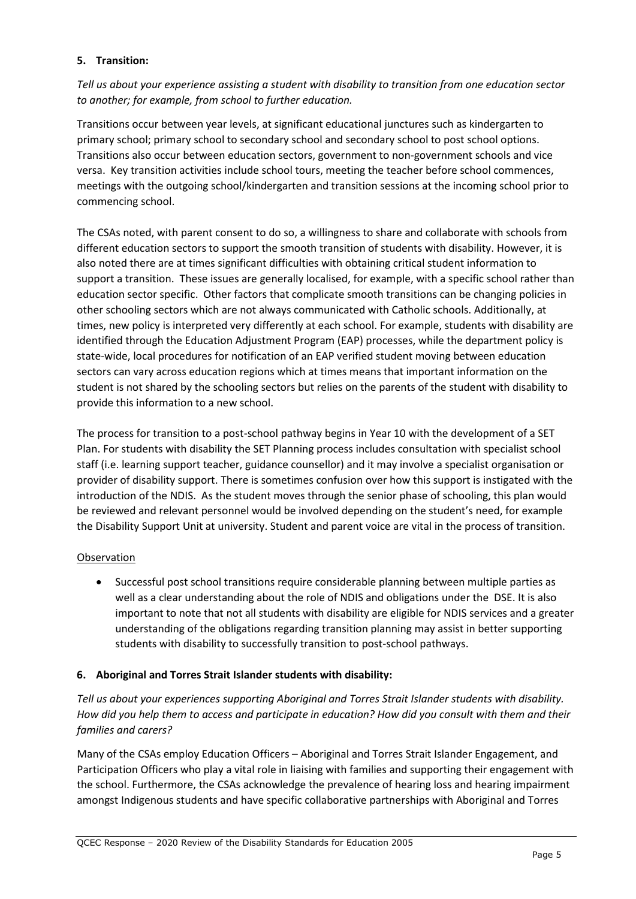**5. Transition:**

*Tell us about your experience assisting a student with disability to transition from one education sector to another; for example, from school to further education.*

Transitions occur between year levels, at significant educational junctures such as kindergarten to primary school; primary school to secondary school and secondary school to post school options. Transitions also occur between education sectors, government to non-government schools and vice versa. Key transition activities include school tours, meeting the teacher before school commences, meetings with the outgoing school/kindergarten and transition sessions at the incoming school prior to commencing school.

The CSAs noted, with parent consent to do so, a willingness to share and collaborate with schools from different education sectors to support the smooth transition of students with disability. However, it is also noted there are at times significant difficulties with obtaining critical student information to support a transition. These issues are generally localised, for example, with a specific school rather than education sector specific. Other factors that complicate smooth transitions can be changing policies in other schooling sectors which are not always communicated with Catholic schools. Additionally, at times, new policy is interpreted very differently at each school. For example, students with disability are identified through the Education Adjustment Program (EAP) processes, while the department policy is state-wide, local procedures for notification of an EAP verified student moving between education sectors can vary across education regions which at times means that important information on the student is not shared by the schooling sectors but relies on the parents of the student with disability to provide this information to a new school.

The process for transition to a post-school pathway begins in Year 10 with the development of a SET Plan. For students with disability the SET Planning process includes consultation with specialist school staff (i.e. learning support teacher, guidance counsellor) and it may involve a specialist organisation or provider of disability support. There is sometimes confusion over how this support is instigated with the introduction of the NDIS. As the student moves through the senior phase of schooling, this plan would be reviewed and relevant personnel would be involved depending on the student's need, for example the Disability Support Unit at university. Student and parent voice are vital in the process of transition.

Observation

- Successful post school transitions require considerable planning between multiple parties as well as a clear understanding about the role of NDIS and obligations under the DSE. It is also important to note that not all students with disability are eligible for NDIS services and a greater understanding of the obligations regarding transition planning may assist in better supporting students with disability to successfully transition to post-school pathways.

**6. Aboriginal and Torres Strait Islander students with disability:**

*Tell us about your experiences supporting Aboriginal and Torres Strait Islander students with disability. How did you help them to access and participate in education? How did you consult with them and their families and carers?*

Many of the CSAs employ Education Officers – Aboriginal and Torres Strait Islander Engagement, and Participation Officers who play a vital role in liaising with families and supporting their engagement with the school. Furthermore, the CSAs acknowledge the prevalence of hearing loss and hearing impairment amongst Indigenous students and have specific collaborative partnerships with Aboriginal and Torres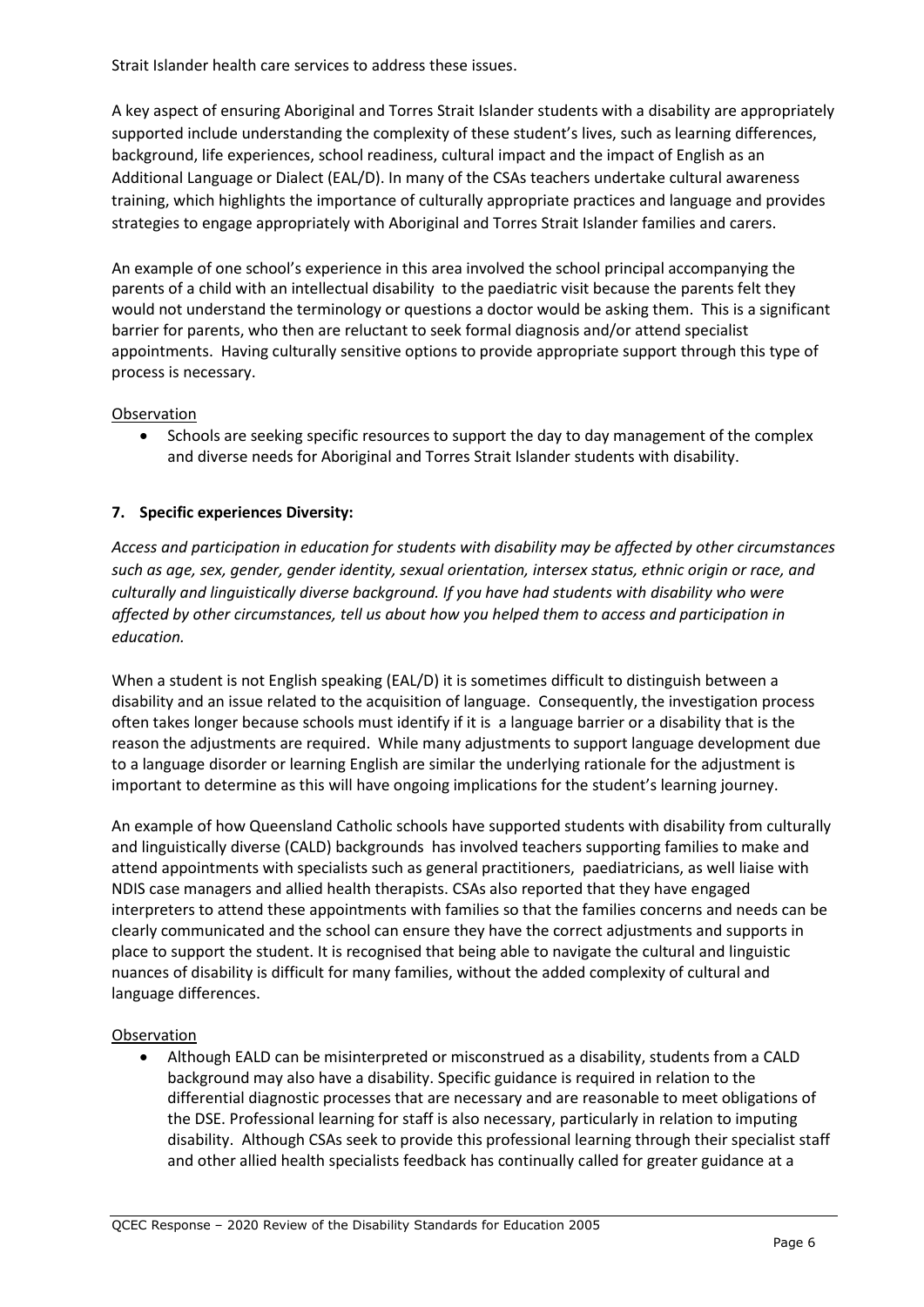Strait Islander health care services to address these issues.

A key aspect of ensuring Aboriginal and Torres Strait Islander students with a disability are appropriately supported include understanding the complexity of these student's lives, such as learning differences, background, life experiences, school readiness, cultural impact and the impact of English as an Additional Language or Dialect (EAL/D). In many of the CSAs teachers undertake cultural awareness training, which highlights the importance of culturally appropriate practices and language and provides strategies to engage appropriately with Aboriginal and Torres Strait Islander families and carers.

An example of one school's experience in this area involved the school principal accompanying the parents of a child with an intellectual disability to the paediatric visit because the parents felt they would not understand the terminology or questions a doctor would be asking them. This is a significant barrier for parents, who then are reluctant to seek formal diagnosis and/or attend specialist appointments. Having culturally sensitive options to provide appropriate support through this type of process is necessary.

Observation

- Schools are seeking specific resources to support the day to day management of the complex and diverse needs for Aboriginal and Torres Strait Islander students with disability.

**7. Specific experiences Diversity:**

*Access and participation in education for students with disability may be affected by other circumstances such as age, sex, gender, gender identity, sexual orientation, intersex status, ethnic origin or race, and culturally and linguistically diverse background. If you have had students with disability who were affected by other circumstances, tell us about how you helped them to access and participation in education.*

When a student is not English speaking (EAL/D) it is sometimes difficult to distinguish between a disability and an issue related to the acquisition of language. Consequently, the investigation process often takes longer because schools must identify if it is a language barrier or a disability that is the reason the adjustments are required. While many adjustments to support language development due to a language disorder or learning English are similar the underlying rationale for the adjustment is important to determine as this will have ongoing implications for the student's learning journey.

An example of how Queensland Catholic schools have supported students with disability from culturally and linguistically diverse (CALD) backgrounds has involved teachers supporting families to make and attend appointments with specialists such as general practitioners, paediatricians, as well liaise with NDIS case managers and allied health therapists. CSAs also reported that they have engaged interpreters to attend these appointments with families so that the families concerns and needs can be clearly communicated and the school can ensure they have the correct adjustments and supports in place to support the student. It is recognised that being able to navigate the cultural and linguistic nuances of disability is difficult for many families, without the added complexity of cultural and language differences.

Observation

- Although EALD can be misinterpreted or misconstrued as a disability, students from a CALD background may also have a disability. Specific guidance is required in relation to the differential diagnostic processes that are necessary and are reasonable to meet obligations of the DSE. Professional learning for staff is also necessary, particularly in relation to imputing disability. Although CSAs seek to provide this professional learning through their specialist staff and other allied health specialists feedback has continually called for greater guidance at a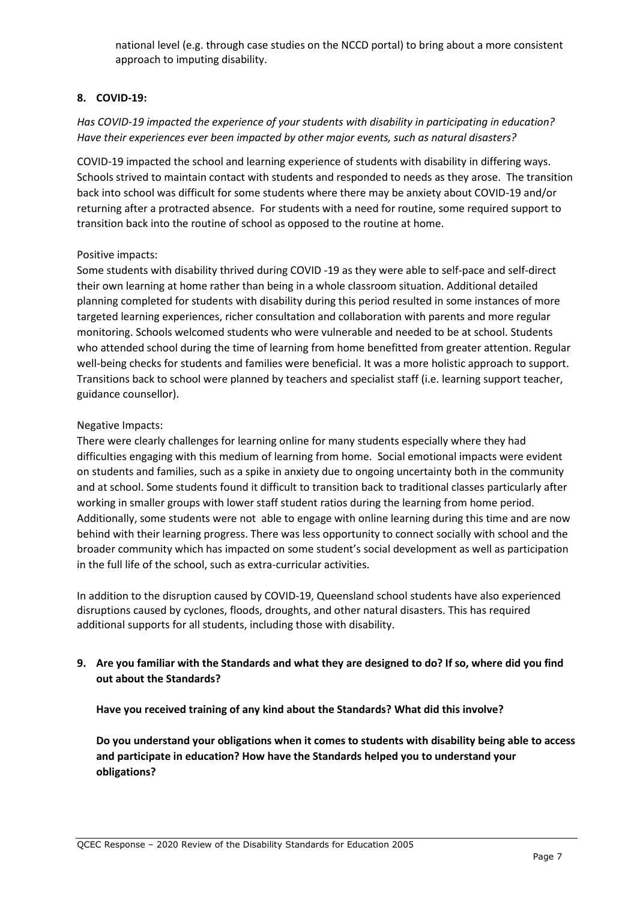national level (e.g. through case studies on the NCCD portal) to bring about a more consistent approach to imputing disability.

## 8. COVID-19:

*Has COVID-19 impacted the experience of your students with disability in participating in education? Have their experiences ever been impacted by other major events, such as natural disasters?*

COVID-19 impacted the school and learning experience of students with disability in differing ways. Schools strived to maintain contact with students and responded to needs as they arose. The transition back into school was difficult for some students where there may be anxiety about COVID-19 and/or returning after a protracted absence. For students with a need for routine, some required support to transition back into the routine of school as opposed to the routine at home.

Positive impacts:
Some students with disability thrived during COVID -19 as they were able to self-pace and self-direct their own learning at home rather than being in a whole classroom situation. Additional detailed planning completed for students with disability during this period resulted in some instances of more targeted learning experiences, richer consultation and collaboration with parents and more regular monitoring. Schools welcomed students who were vulnerable and needed to be at school. Students who attended school during the time of learning from home benefitted from greater attention. Regular well-being checks for students and families were beneficial. It was a more holistic approach to support. Transitions back to school were planned by teachers and specialist staff (i.e. learning support teacher, guidance counsellor).

Negative Impacts:
There were clearly challenges for learning online for many students especially where they had difficulties engaging with this medium of learning from home. Social emotional impacts were evident on students and families, such as a spike in anxiety due to ongoing uncertainty both in the community and at school. Some students found it difficult to transition back to traditional classes particularly after working in smaller groups with lower staff student ratios during the learning from home period. Additionally, some students were not able to engage with online learning during this time and are now behind with their learning progress. There was less opportunity to connect socially with school and the broader community which has impacted on some student's social development as well as participation in the full life of the school, such as extra-curricular activities.

In addition to the disruption caused by COVID-19, Queensland school students have also experienced disruptions caused by cyclones, floods, droughts, and other natural disasters. This has required additional supports for all students, including those with disability.

## 9. Are you familiar with the Standards and what they are designed to do? If so, where did you find out about the Standards?

**Have you received training of any kind about the Standards? What did this involve?**

**Do you understand your obligations when it comes to students with disability being able to access and participate in education? How have the Standards helped you to understand your obligations?**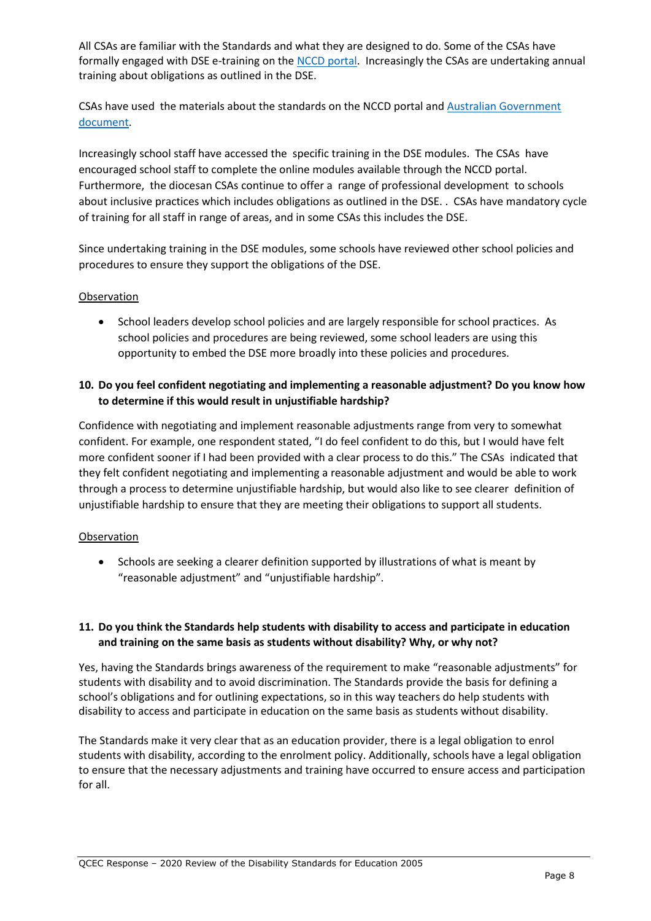All CSAs are familiar with the Standards and what they are designed to do. Some of the CSAs have formally engaged with DSE e-training on the NCCD portal. Increasingly the CSAs are undertaking annual training about obligations as outlined in the DSE.

CSAs have used the materials about the standards on the NCCD portal and Australian Government document.

Increasingly school staff have accessed the specific training in the DSE modules. The CSAs have encouraged school staff to complete the online modules available through the NCCD portal. Furthermore, the diocesan CSAs continue to offer a range of professional development to schools about inclusive practices which includes obligations as outlined in the DSE. . CSAs have mandatory cycle of training for all staff in range of areas, and in some CSAs this includes the DSE.

Since undertaking training in the DSE modules, some schools have reviewed other school policies and procedures to ensure they support the obligations of the DSE.

Observation

- School leaders develop school policies and are largely responsible for school practices. As school policies and procedures are being reviewed, some school leaders are using this opportunity to embed the DSE more broadly into these policies and procedures.

**10. Do you feel confident negotiating and implementing a reasonable adjustment? Do you know how to determine if this would result in unjustifiable hardship?**

Confidence with negotiating and implement reasonable adjustments range from very to somewhat confident. For example, one respondent stated, "I do feel confident to do this, but I would have felt more confident sooner if I had been provided with a clear process to do this." The CSAs indicated that they felt confident negotiating and implementing a reasonable adjustment and would be able to work through a process to determine unjustifiable hardship, but would also like to see clearer definition of unjustifiable hardship to ensure that they are meeting their obligations to support all students.

Observation

- Schools are seeking a clearer definition supported by illustrations of what is meant by "reasonable adjustment" and "unjustifiable hardship".

**11. Do you think the Standards help students with disability to access and participate in education and training on the same basis as students without disability? Why, or why not?**

Yes, having the Standards brings awareness of the requirement to make "reasonable adjustments" for students with disability and to avoid discrimination. The Standards provide the basis for defining a school's obligations and for outlining expectations, so in this way teachers do help students with disability to access and participate in education on the same basis as students without disability.

The Standards make it very clear that as an education provider, there is a legal obligation to enrol students with disability, according to the enrolment policy. Additionally, schools have a legal obligation to ensure that the necessary adjustments and training have occurred to ensure access and participation for all.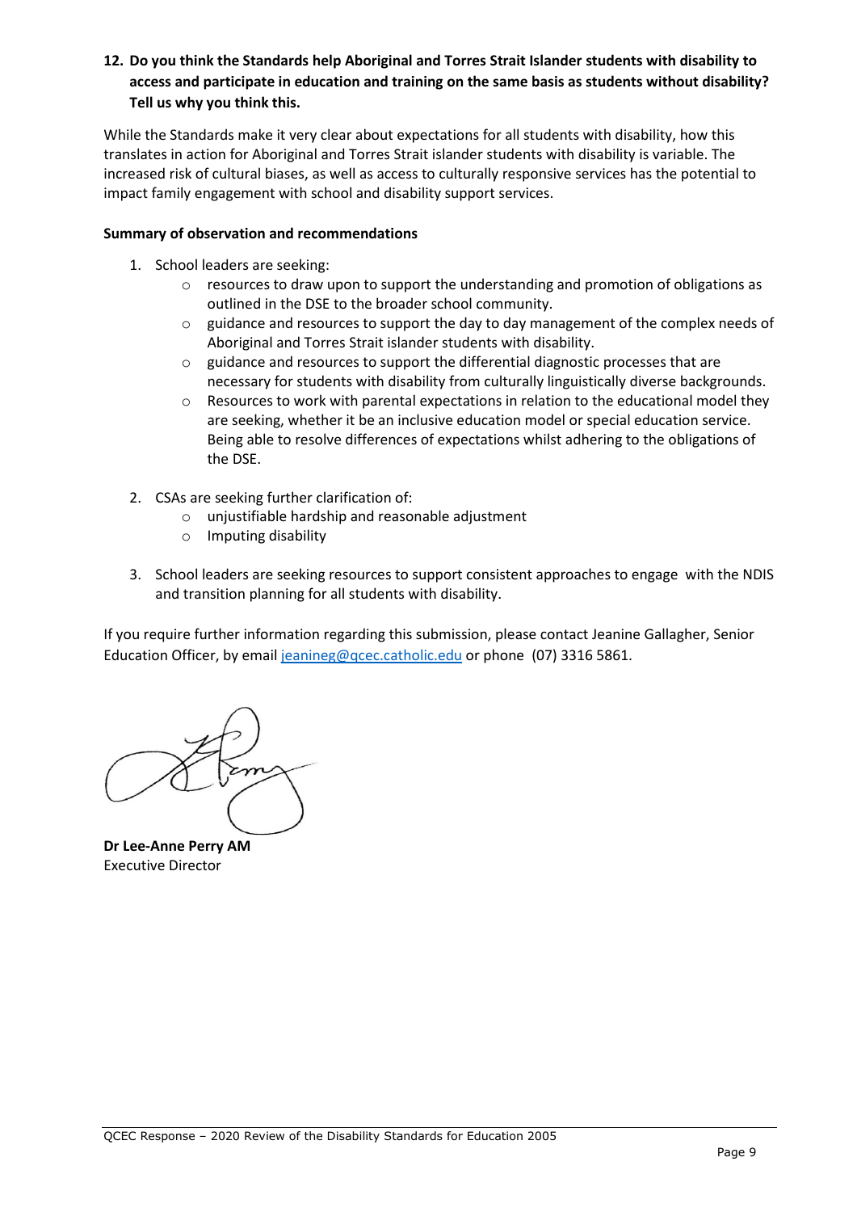**12. Do you think the Standards help Aboriginal and Torres Strait Islander students with disability to access and participate in education and training on the same basis as students without disability? Tell us why you think this.**

While the Standards make it very clear about expectations for all students with disability, how this translates in action for Aboriginal and Torres Strait islander students with disability is variable. The increased risk of cultural biases, as well as access to culturally responsive services has the potential to impact family engagement with school and disability support services.

**Summary of observation and recommendations**

1. School leaders are seeking:
   - resources to draw upon to support the understanding and promotion of obligations as outlined in the DSE to the broader school community.
   - guidance and resources to support the day to day management of the complex needs of Aboriginal and Torres Strait islander students with disability.
   - guidance and resources to support the differential diagnostic processes that are necessary for students with disability from culturally linguistically diverse backgrounds.
   - Resources to work with parental expectations in relation to the educational model they are seeking, whether it be an inclusive education model or special education service. Being able to resolve differences of expectations whilst adhering to the obligations of the DSE.

2. CSAs are seeking further clarification of:
   - unjustifiable hardship and reasonable adjustment
   - Imputing disability

3. School leaders are seeking resources to support consistent approaches to engage with the NDIS and transition planning for all students with disability.

If you require further information regarding this submission, please contact Jeanine Gallagher, Senior Education Officer, by email jeanineg@qcec.catholic.edu or phone (07) 3316 5861.

**Dr Lee-Anne Perry AM**
Executive Director